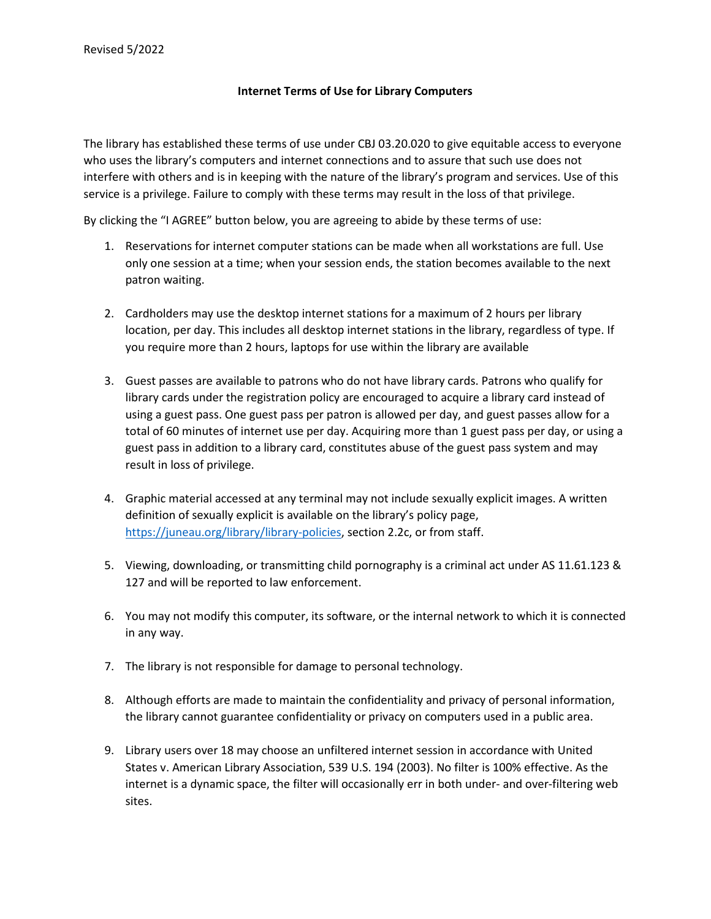Revised 5/2022

**Internet Terms of Use for Library Computers**

The library has established these terms of use under CBJ 03.20.020 to give equitable access to everyone who uses the library's computers and internet connections and to assure that such use does not interfere with others and is in keeping with the nature of the library's program and services. Use of this service is a privilege. Failure to comply with these terms may result in the loss of that privilege.

By clicking the "I AGREE" button below, you are agreeing to abide by these terms of use:

1. Reservations for internet computer stations can be made when all workstations are full. Use only one session at a time; when your session ends, the station becomes available to the next patron waiting.

2. Cardholders may use the desktop internet stations for a maximum of 2 hours per library location, per day. This includes all desktop internet stations in the library, regardless of type. If you require more than 2 hours, laptops for use within the library are available

3. Guest passes are available to patrons who do not have library cards. Patrons who qualify for library cards under the registration policy are encouraged to acquire a library card instead of using a guest pass. One guest pass per patron is allowed per day, and guest passes allow for a total of 60 minutes of internet use per day. Acquiring more than 1 guest pass per day, or using a guest pass in addition to a library card, constitutes abuse of the guest pass system and may result in loss of privilege.

4. Graphic material accessed at any terminal may not include sexually explicit images. A written definition of sexually explicit is available on the library's policy page, [https://juneau.org/library/library-policies](https://juneau.org/library/library-policies), section 2.2c, or from staff.

5. Viewing, downloading, or transmitting child pornography is a criminal act under AS 11.61.123 & 127 and will be reported to law enforcement.

6. You may not modify this computer, its software, or the internal network to which it is connected in any way.

7. The library is not responsible for damage to personal technology.

8. Although efforts are made to maintain the confidentiality and privacy of personal information, the library cannot guarantee confidentiality or privacy on computers used in a public area.

9. Library users over 18 may choose an unfiltered internet session in accordance with United States v. American Library Association, 539 U.S. 194 (2003). No filter is 100% effective. As the internet is a dynamic space, the filter will occasionally err in both under- and over-filtering web sites.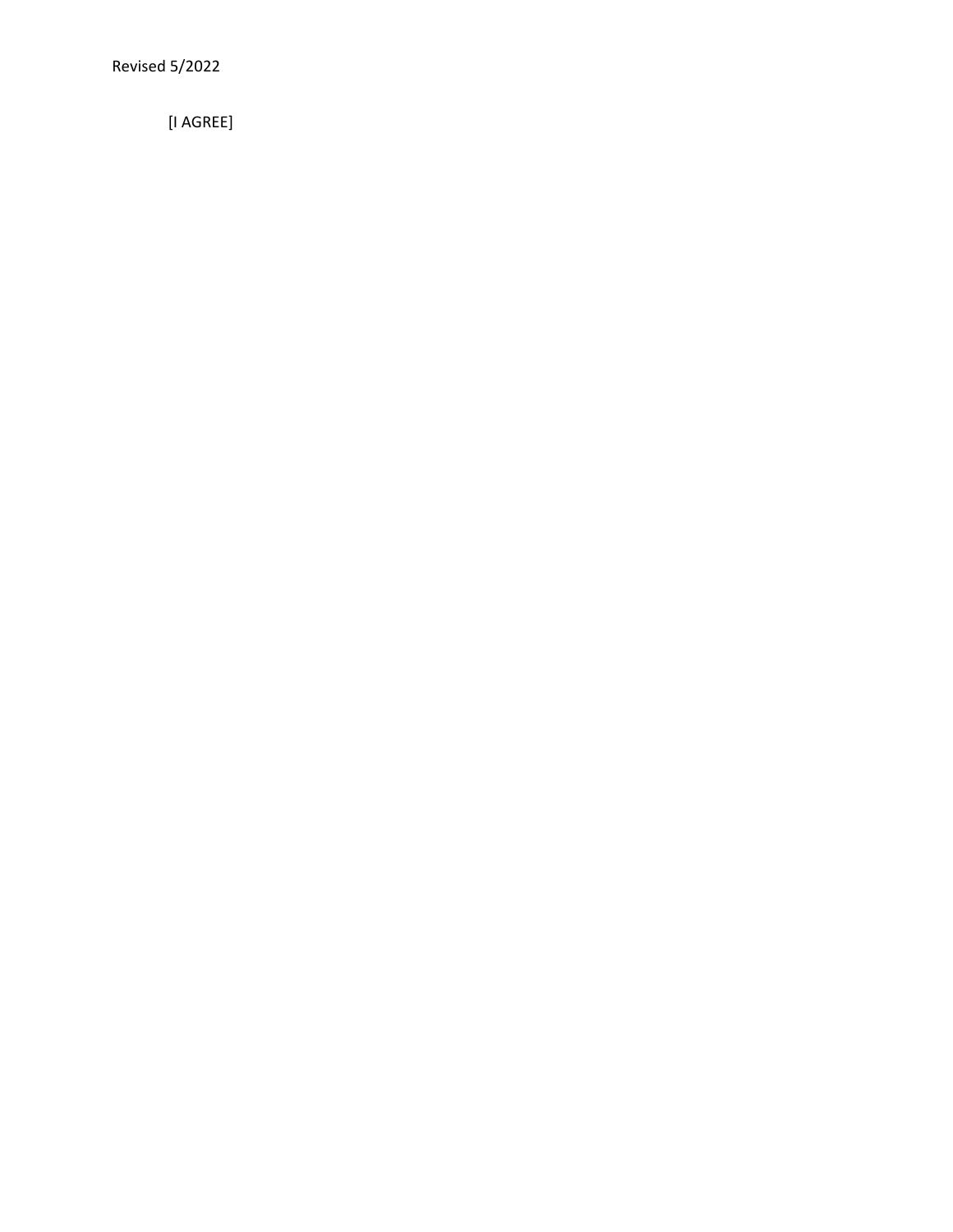Revised 5/2022

[I AGREE]